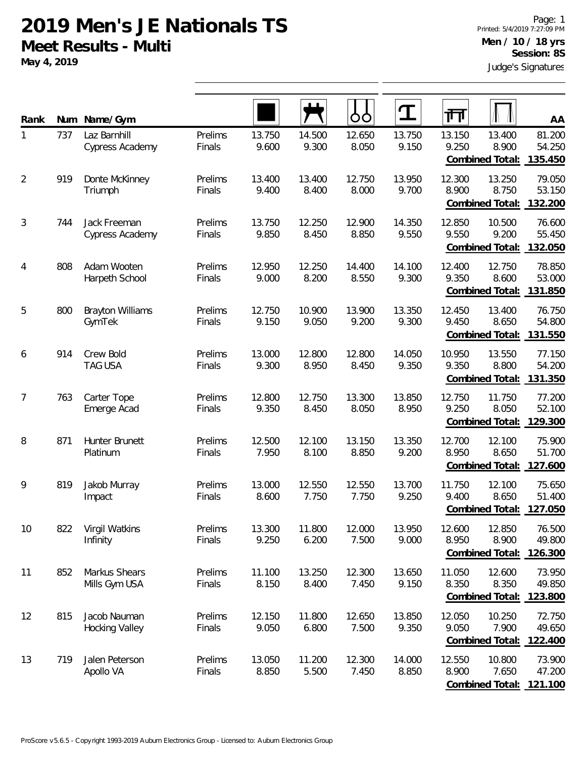# 2019 Men's JE Nationals TS

## Meet Results - Multi

**May 4, 2019**

Printed: 5/4/2019 7:27:09 PM

**Men / 10 / 18 yrs**

**Session: 8S**

Judge's Signatures

| Rank | Num | Name/Gym | | Floor | Pommel Horse | Rings | Vault | Parallel Bars | High Bar | AA |
|---|---|---|---|---|---|---|---|---|---|---|
| 1 | 737 | Laz Barnhill | Prelims | 13.750 | 14.500 | 12.650 | 13.750 | 13.150 | 13.400 | 81.200 |
| | | Cypress Academy | Finals | 9.600 | 9.300 | 8.050 | 9.150 | 9.250 | 8.900 | 54.250 |
| | | | | | | | | | **Combined Total:** | **135.450** |
| 2 | 919 | Donte McKinney | Prelims | 13.400 | 13.400 | 12.750 | 13.950 | 12.300 | 13.250 | 79.050 |
| | | Triumph | Finals | 9.400 | 8.400 | 8.000 | 9.700 | 8.900 | 8.750 | 53.150 |
| | | | | | | | | | **Combined Total:** | **132.200** |
| 3 | 744 | Jack Freeman | Prelims | 13.750 | 12.250 | 12.900 | 14.350 | 12.850 | 10.500 | 76.600 |
| | | Cypress Academy | Finals | 9.850 | 8.450 | 8.850 | 9.550 | 9.550 | 9.200 | 55.450 |
| | | | | | | | | | **Combined Total:** | **132.050** |
| 4 | 808 | Adam Wooten | Prelims | 12.950 | 12.250 | 14.400 | 14.100 | 12.400 | 12.750 | 78.850 |
| | | Harpeth School | Finals | 9.000 | 8.200 | 8.550 | 9.300 | 9.350 | 8.600 | 53.000 |
| | | | | | | | | | **Combined Total:** | **131.850** |
| 5 | 800 | Brayton Williams | Prelims | 12.750 | 10.900 | 13.900 | 13.350 | 12.450 | 13.400 | 76.750 |
| | | GymTek | Finals | 9.150 | 9.050 | 9.200 | 9.300 | 9.450 | 8.650 | 54.800 |
| | | | | | | | | | **Combined Total:** | **131.550** |
| 6 | 914 | Crew Bold | Prelims | 13.000 | 12.800 | 12.800 | 14.050 | 10.950 | 13.550 | 77.150 |
| | | TAG USA | Finals | 9.300 | 8.950 | 8.450 | 9.350 | 9.350 | 8.800 | 54.200 |
| | | | | | | | | | **Combined Total:** | **131.350** |
| 7 | 763 | Carter Tope | Prelims | 12.800 | 12.750 | 13.300 | 13.850 | 12.750 | 11.750 | 77.200 |
| | | Emerge Acad | Finals | 9.350 | 8.450 | 8.050 | 8.950 | 9.250 | 8.050 | 52.100 |
| | | | | | | | | | **Combined Total:** | **129.300** |
| 8 | 871 | Hunter Brunett | Prelims | 12.500 | 12.100 | 13.150 | 13.350 | 12.700 | 12.100 | 75.900 |
| | | Platinum | Finals | 7.950 | 8.100 | 8.850 | 9.200 | 8.950 | 8.650 | 51.700 |
| | | | | | | | | | **Combined Total:** | **127.600** |
| 9 | 819 | Jakob Murray | Prelims | 13.000 | 12.550 | 12.550 | 13.700 | 11.750 | 12.100 | 75.650 |
| | | Impact | Finals | 8.600 | 7.750 | 7.750 | 9.250 | 9.400 | 8.650 | 51.400 |
| | | | | | | | | | **Combined Total:** | **127.050** |
| 10 | 822 | Virgil Watkins | Prelims | 13.300 | 11.800 | 12.000 | 13.950 | 12.600 | 12.850 | 76.500 |
| | | Infinity | Finals | 9.250 | 6.200 | 7.500 | 9.000 | 8.950 | 8.900 | 49.800 |
| | | | | | | | | | **Combined Total:** | **126.300** |
| 11 | 852 | Markus Shears | Prelims | 11.100 | 13.250 | 12.300 | 13.650 | 11.050 | 12.600 | 73.950 |
| | | Mills Gym USA | Finals | 8.150 | 8.400 | 7.450 | 9.150 | 8.350 | 8.350 | 49.850 |
| | | | | | | | | | **Combined Total:** | **123.800** |
| 12 | 815 | Jacob Nauman | Prelims | 12.150 | 11.800 | 12.650 | 13.850 | 12.050 | 10.250 | 72.750 |
| | | Hocking Valley | Finals | 9.050 | 6.800 | 7.500 | 9.350 | 9.050 | 7.900 | 49.650 |
| | | | | | | | | | **Combined Total:** | **122.400** |
| 13 | 719 | Jalen Peterson | Prelims | 13.050 | 11.200 | 12.300 | 14.000 | 12.550 | 10.800 | 73.900 |
| | | Apollo VA | Finals | 8.850 | 5.500 | 7.450 | 8.850 | 8.900 | 7.650 | 47.200 |
| | | | | | | | | | **Combined Total:** | **121.100** |

ProScore v5.6.5 - Copyright 1993-2019 Auburn Electronics Group - Licensed to: Auburn Electronics Group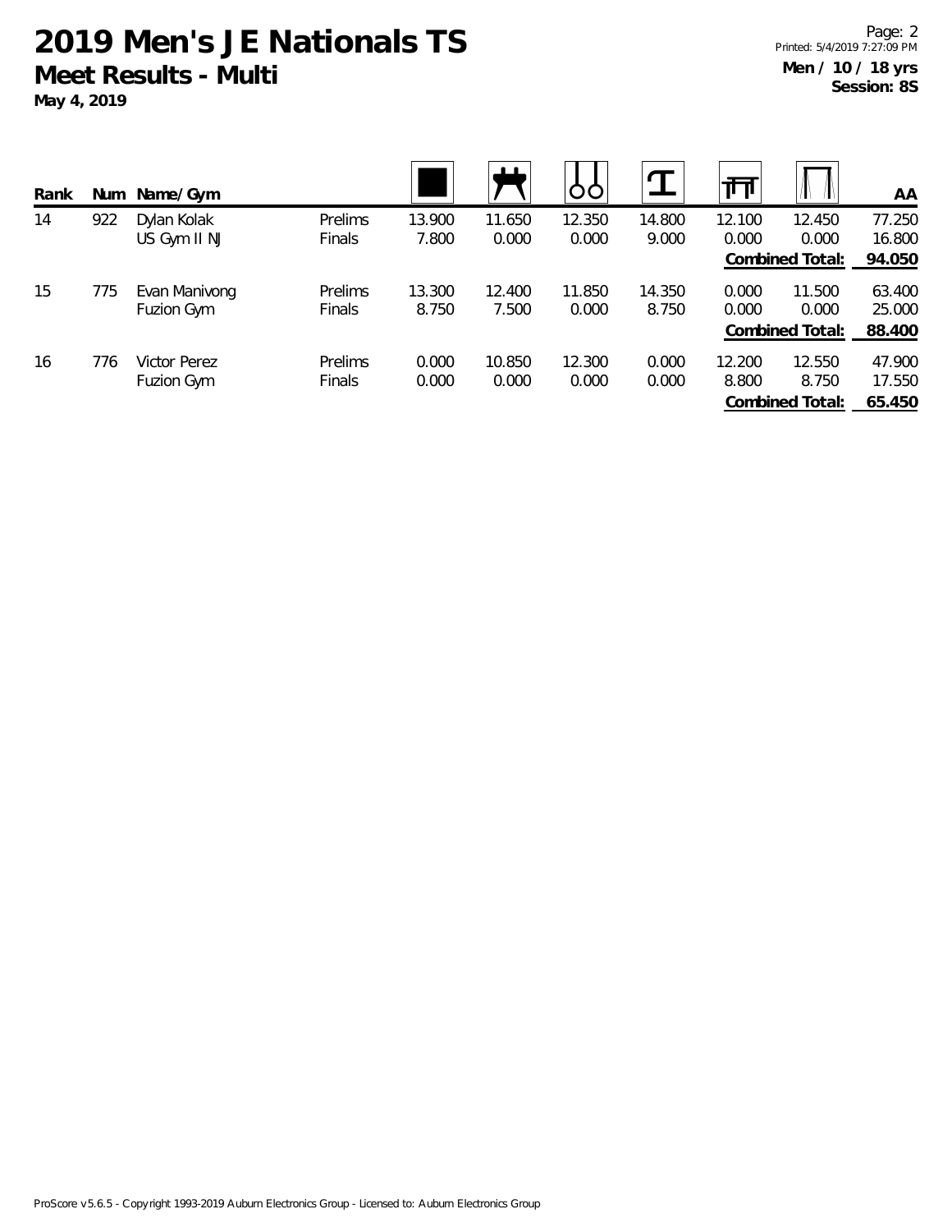# 2019 Men's JE Nationals TS

## Meet Results - Multi

**May 4, 2019**

**Men / 10 / 18 yrs**
**Session: 8S**

| Rank | Num | Name/Gym | | Floor | Pommel Horse | Rings | Vault | Parallel Bars | High Bar | AA |
|---|---|---|---|---|---|---|---|---|---|---|
| 14 | 922 | Dylan Kolak | Prelims | 13.900 | 11.650 | 12.350 | 14.800 | 12.100 | 12.450 | 77.250 |
| | | US Gym II NJ | Finals | 7.800 | 0.000 | 0.000 | 9.000 | 0.000 | 0.000 | 16.800 |
| | | | | | | | | | **Combined Total:** | **94.050** |
| 15 | 775 | Evan Manivong | Prelims | 13.300 | 12.400 | 11.850 | 14.350 | 0.000 | 11.500 | 63.400 |
| | | Fuzion Gym | Finals | 8.750 | 7.500 | 0.000 | 8.750 | 0.000 | 0.000 | 25.000 |
| | | | | | | | | | **Combined Total:** | **88.400** |
| 16 | 776 | Victor Perez | Prelims | 0.000 | 10.850 | 12.300 | 0.000 | 12.200 | 12.550 | 47.900 |
| | | Fuzion Gym | Finals | 0.000 | 0.000 | 0.000 | 0.000 | 8.800 | 8.750 | 17.550 |
| | | | | | | | | | **Combined Total:** | **65.450** |

ProScore v5.6.5 - Copyright 1993-2019 Auburn Electronics Group - Licensed to: Auburn Electronics Group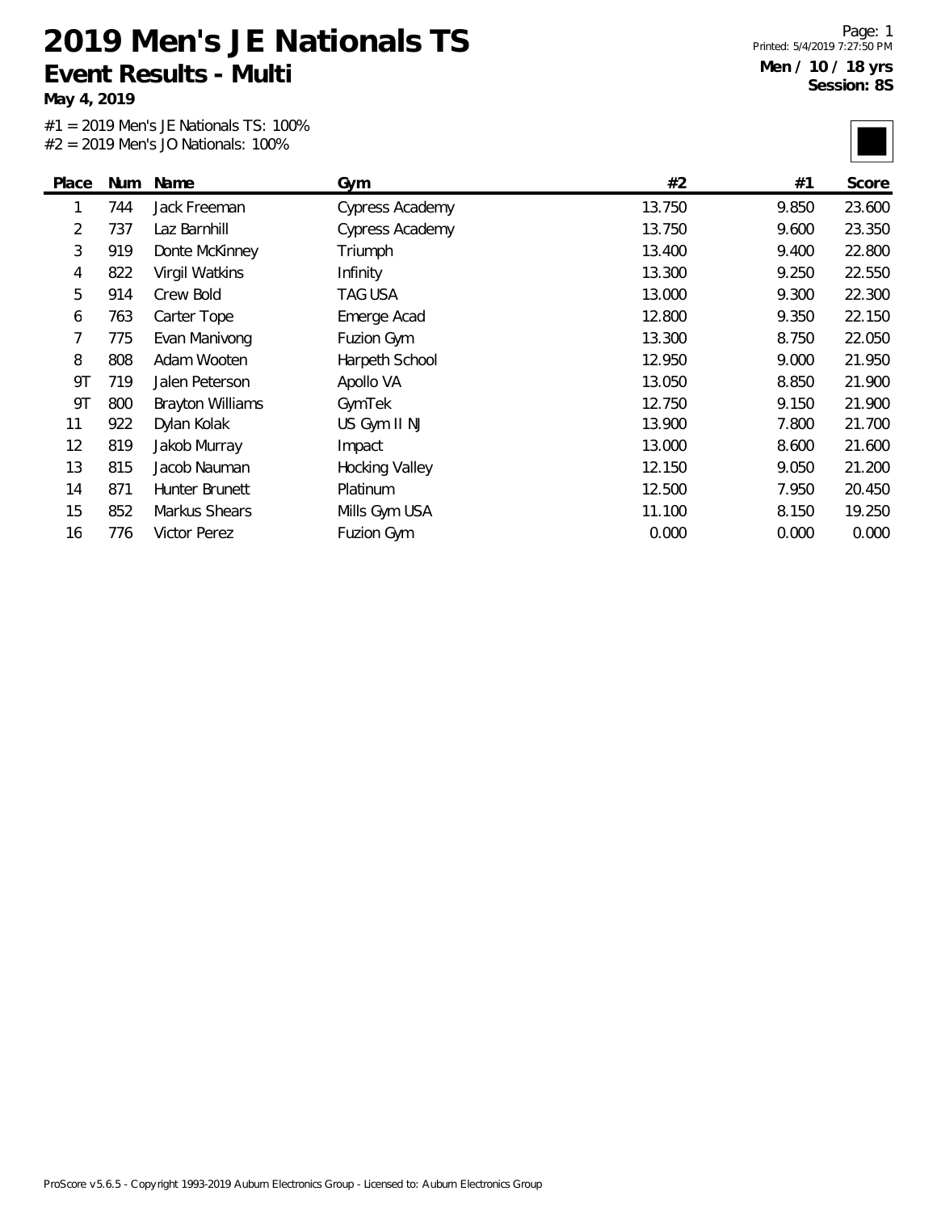# 2019 Men's JE Nationals TS

## Event Results - Multi

**May 4, 2019**

**Men / 10 / 18 yrs**
**Session: 8S**

#1 = 2019 Men's JE Nationals TS: 100%
#2 = 2019 Men's JO Nationals: 100%

| Place | Num | Name | Gym | #2 | #1 | Score |
|---|---|---|---|---|---|---|
| 1 | 744 | Jack Freeman | Cypress Academy | 13.750 | 9.850 | 23.600 |
| 2 | 737 | Laz Barnhill | Cypress Academy | 13.750 | 9.600 | 23.350 |
| 3 | 919 | Donte McKinney | Triumph | 13.400 | 9.400 | 22.800 |
| 4 | 822 | Virgil Watkins | Infinity | 13.300 | 9.250 | 22.550 |
| 5 | 914 | Crew Bold | TAG USA | 13.000 | 9.300 | 22.300 |
| 6 | 763 | Carter Tope | Emerge Acad | 12.800 | 9.350 | 22.150 |
| 7 | 775 | Evan Manivong | Fuzion Gym | 13.300 | 8.750 | 22.050 |
| 8 | 808 | Adam Wooten | Harpeth School | 12.950 | 9.000 | 21.950 |
| 9T | 719 | Jalen Peterson | Apollo VA | 13.050 | 8.850 | 21.900 |
| 9T | 800 | Brayton Williams | GymTek | 12.750 | 9.150 | 21.900 |
| 11 | 922 | Dylan Kolak | US Gym II NJ | 13.900 | 7.800 | 21.700 |
| 12 | 819 | Jakob Murray | Impact | 13.000 | 8.600 | 21.600 |
| 13 | 815 | Jacob Nauman | Hocking Valley | 12.150 | 9.050 | 21.200 |
| 14 | 871 | Hunter Brunett | Platinum | 12.500 | 7.950 | 20.450 |
| 15 | 852 | Markus Shears | Mills Gym USA | 11.100 | 8.150 | 19.250 |
| 16 | 776 | Victor Perez | Fuzion Gym | 0.000 | 0.000 | 0.000 |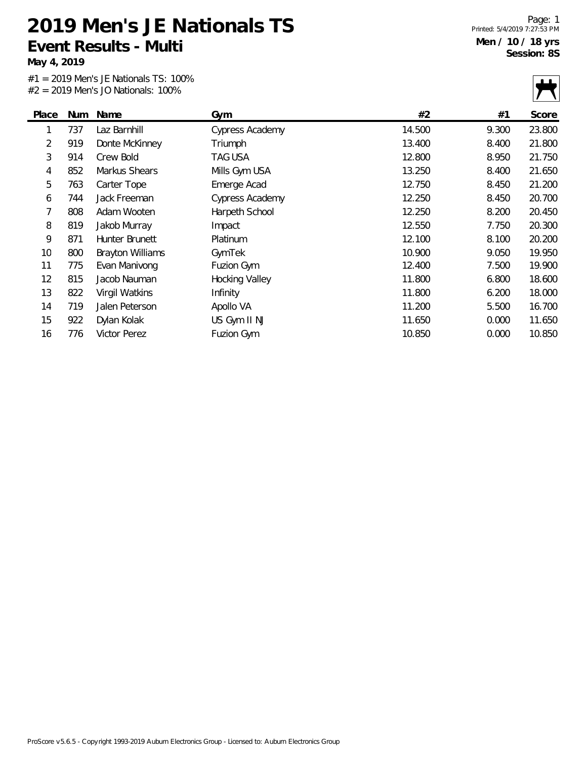# 2019 Men's JE Nationals TS

## Event Results - Multi

**May 4, 2019**

**Men / 10 / 18 yrs**
**Session: 8S**

#1 = 2019 Men's JE Nationals TS: 100%
#2 = 2019 Men's JO Nationals: 100%

| Place | Num | Name | Gym | #2 | #1 | Score |
|---|---|---|---|---|---|---|
| 1 | 737 | Laz Barnhill | Cypress Academy | 14.500 | 9.300 | 23.800 |
| 2 | 919 | Donte McKinney | Triumph | 13.400 | 8.400 | 21.800 |
| 3 | 914 | Crew Bold | TAG USA | 12.800 | 8.950 | 21.750 |
| 4 | 852 | Markus Shears | Mills Gym USA | 13.250 | 8.400 | 21.650 |
| 5 | 763 | Carter Tope | Emerge Acad | 12.750 | 8.450 | 21.200 |
| 6 | 744 | Jack Freeman | Cypress Academy | 12.250 | 8.450 | 20.700 |
| 7 | 808 | Adam Wooten | Harpeth School | 12.250 | 8.200 | 20.450 |
| 8 | 819 | Jakob Murray | Impact | 12.550 | 7.750 | 20.300 |
| 9 | 871 | Hunter Brunett | Platinum | 12.100 | 8.100 | 20.200 |
| 10 | 800 | Brayton Williams | GymTek | 10.900 | 9.050 | 19.950 |
| 11 | 775 | Evan Manivong | Fuzion Gym | 12.400 | 7.500 | 19.900 |
| 12 | 815 | Jacob Nauman | Hocking Valley | 11.800 | 6.800 | 18.600 |
| 13 | 822 | Virgil Watkins | Infinity | 11.800 | 6.200 | 18.000 |
| 14 | 719 | Jalen Peterson | Apollo VA | 11.200 | 5.500 | 16.700 |
| 15 | 922 | Dylan Kolak | US Gym II NJ | 11.650 | 0.000 | 11.650 |
| 16 | 776 | Victor Perez | Fuzion Gym | 10.850 | 0.000 | 10.850 |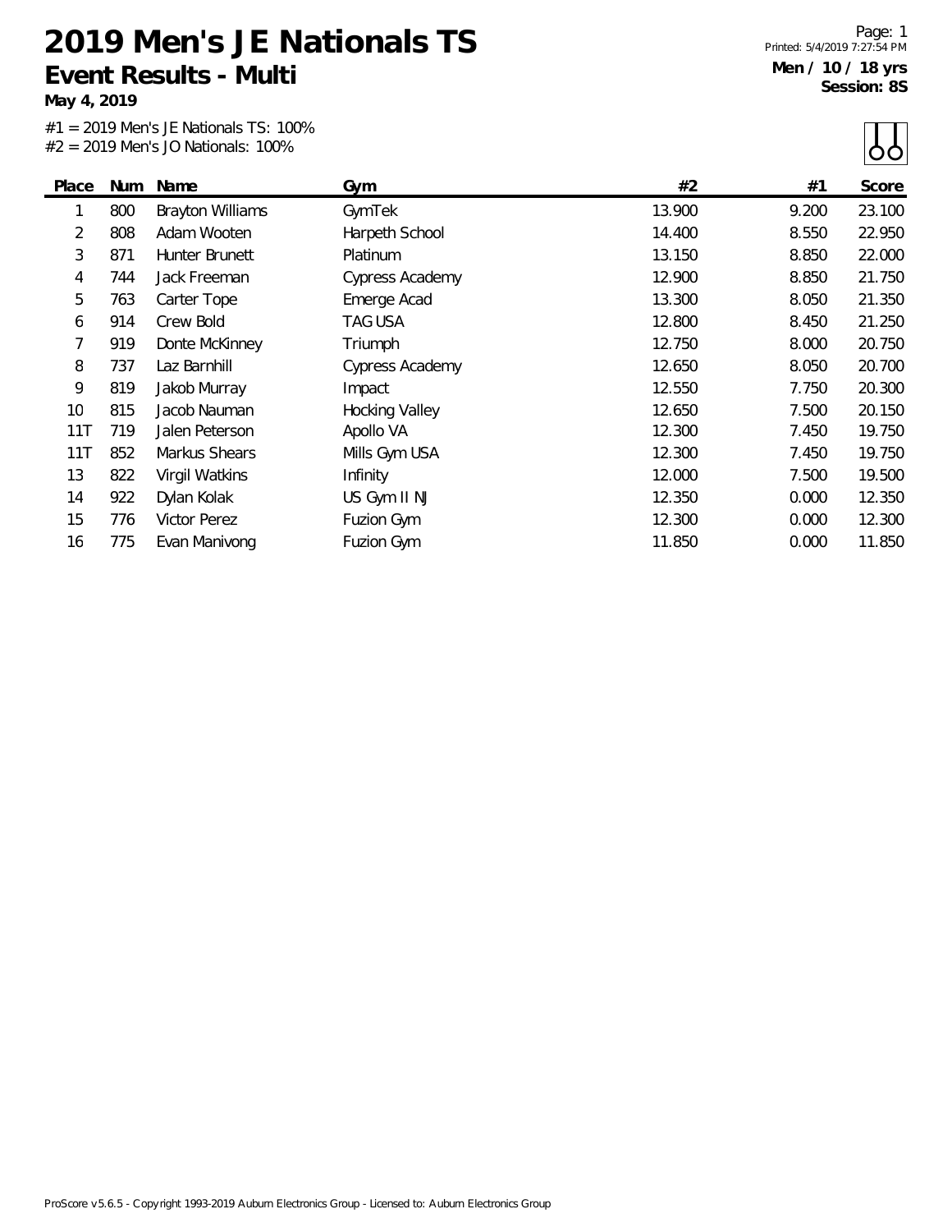# 2019 Men's JE Nationals TS

## Event Results - Multi

**May 4, 2019**

**Men / 10 / 18 yrs**
**Session: 8S**

#1 = 2019 Men's JE Nationals TS: 100%
#2 = 2019 Men's JO Nationals: 100%

| Place | Num | Name | Gym | #2 | #1 | Score |
|---|---|---|---|---|---|---|
| 1 | 800 | Brayton Williams | GymTek | 13.900 | 9.200 | 23.100 |
| 2 | 808 | Adam Wooten | Harpeth School | 14.400 | 8.550 | 22.950 |
| 3 | 871 | Hunter Brunett | Platinum | 13.150 | 8.850 | 22.000 |
| 4 | 744 | Jack Freeman | Cypress Academy | 12.900 | 8.850 | 21.750 |
| 5 | 763 | Carter Tope | Emerge Acad | 13.300 | 8.050 | 21.350 |
| 6 | 914 | Crew Bold | TAG USA | 12.800 | 8.450 | 21.250 |
| 7 | 919 | Donte McKinney | Triumph | 12.750 | 8.000 | 20.750 |
| 8 | 737 | Laz Barnhill | Cypress Academy | 12.650 | 8.050 | 20.700 |
| 9 | 819 | Jakob Murray | Impact | 12.550 | 7.750 | 20.300 |
| 10 | 815 | Jacob Nauman | Hocking Valley | 12.650 | 7.500 | 20.150 |
| 11T | 719 | Jalen Peterson | Apollo VA | 12.300 | 7.450 | 19.750 |
| 11T | 852 | Markus Shears | Mills Gym USA | 12.300 | 7.450 | 19.750 |
| 13 | 822 | Virgil Watkins | Infinity | 12.000 | 7.500 | 19.500 |
| 14 | 922 | Dylan Kolak | US Gym II NJ | 12.350 | 0.000 | 12.350 |
| 15 | 776 | Victor Perez | Fuzion Gym | 12.300 | 0.000 | 12.300 |
| 16 | 775 | Evan Manivong | Fuzion Gym | 11.850 | 0.000 | 11.850 |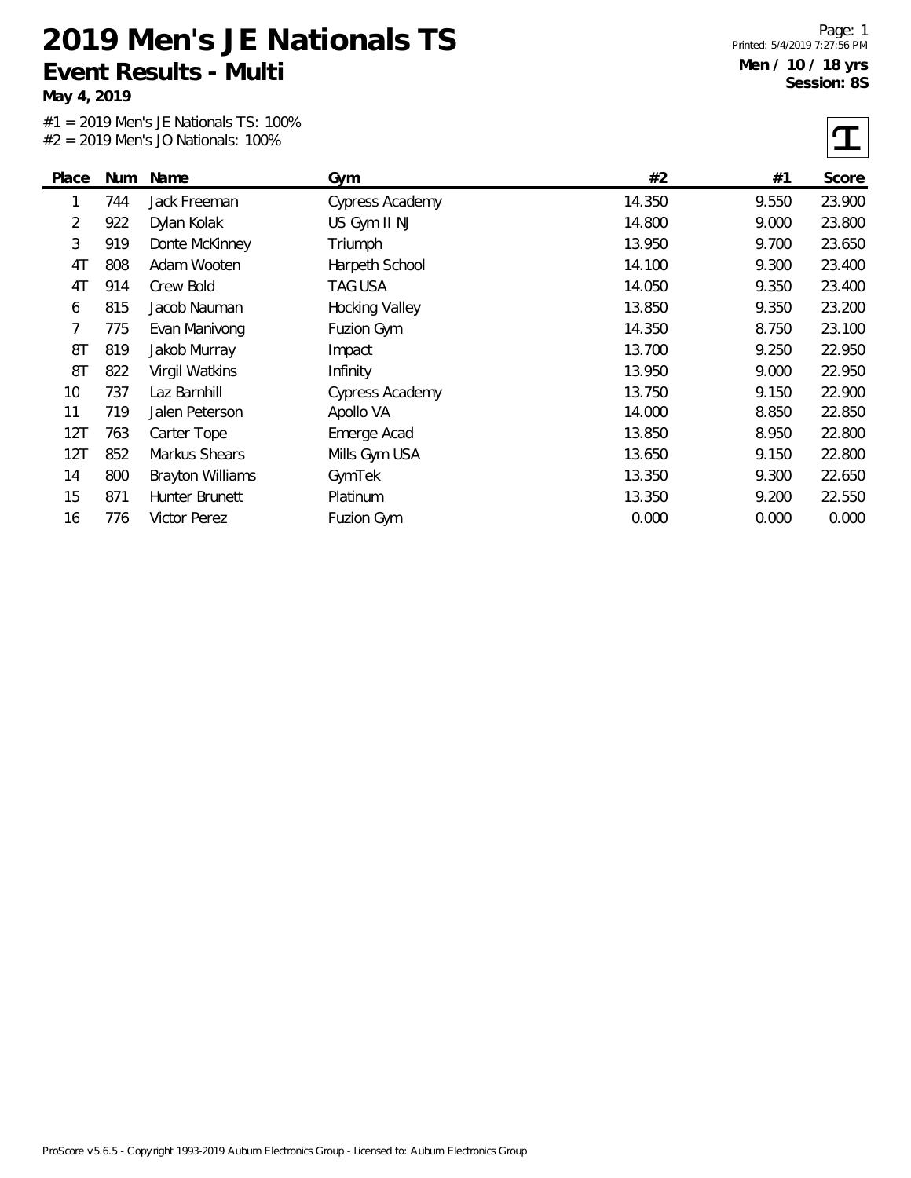# 2019 Men's JE Nationals TS

## Event Results - Multi

**May 4, 2019**

**Men / 10 / 18 yrs**
**Session: 8S**

#1 = 2019 Men's JE Nationals TS: 100%
#2 = 2019 Men's JO Nationals: 100%

| Place | Num | Name | Gym | #2 | #1 | Score |
|---|---|---|---|---|---|---|
| 1 | 744 | Jack Freeman | Cypress Academy | 14.350 | 9.550 | 23.900 |
| 2 | 922 | Dylan Kolak | US Gym II NJ | 14.800 | 9.000 | 23.800 |
| 3 | 919 | Donte McKinney | Triumph | 13.950 | 9.700 | 23.650 |
| 4T | 808 | Adam Wooten | Harpeth School | 14.100 | 9.300 | 23.400 |
| 4T | 914 | Crew Bold | TAG USA | 14.050 | 9.350 | 23.400 |
| 6 | 815 | Jacob Nauman | Hocking Valley | 13.850 | 9.350 | 23.200 |
| 7 | 775 | Evan Manivong | Fuzion Gym | 14.350 | 8.750 | 23.100 |
| 8T | 819 | Jakob Murray | Impact | 13.700 | 9.250 | 22.950 |
| 8T | 822 | Virgil Watkins | Infinity | 13.950 | 9.000 | 22.950 |
| 10 | 737 | Laz Barnhill | Cypress Academy | 13.750 | 9.150 | 22.900 |
| 11 | 719 | Jalen Peterson | Apollo VA | 14.000 | 8.850 | 22.850 |
| 12T | 763 | Carter Tope | Emerge Acad | 13.850 | 8.950 | 22.800 |
| 12T | 852 | Markus Shears | Mills Gym USA | 13.650 | 9.150 | 22.800 |
| 14 | 800 | Brayton Williams | GymTek | 13.350 | 9.300 | 22.650 |
| 15 | 871 | Hunter Brunett | Platinum | 13.350 | 9.200 | 22.550 |
| 16 | 776 | Victor Perez | Fuzion Gym | 0.000 | 0.000 | 0.000 |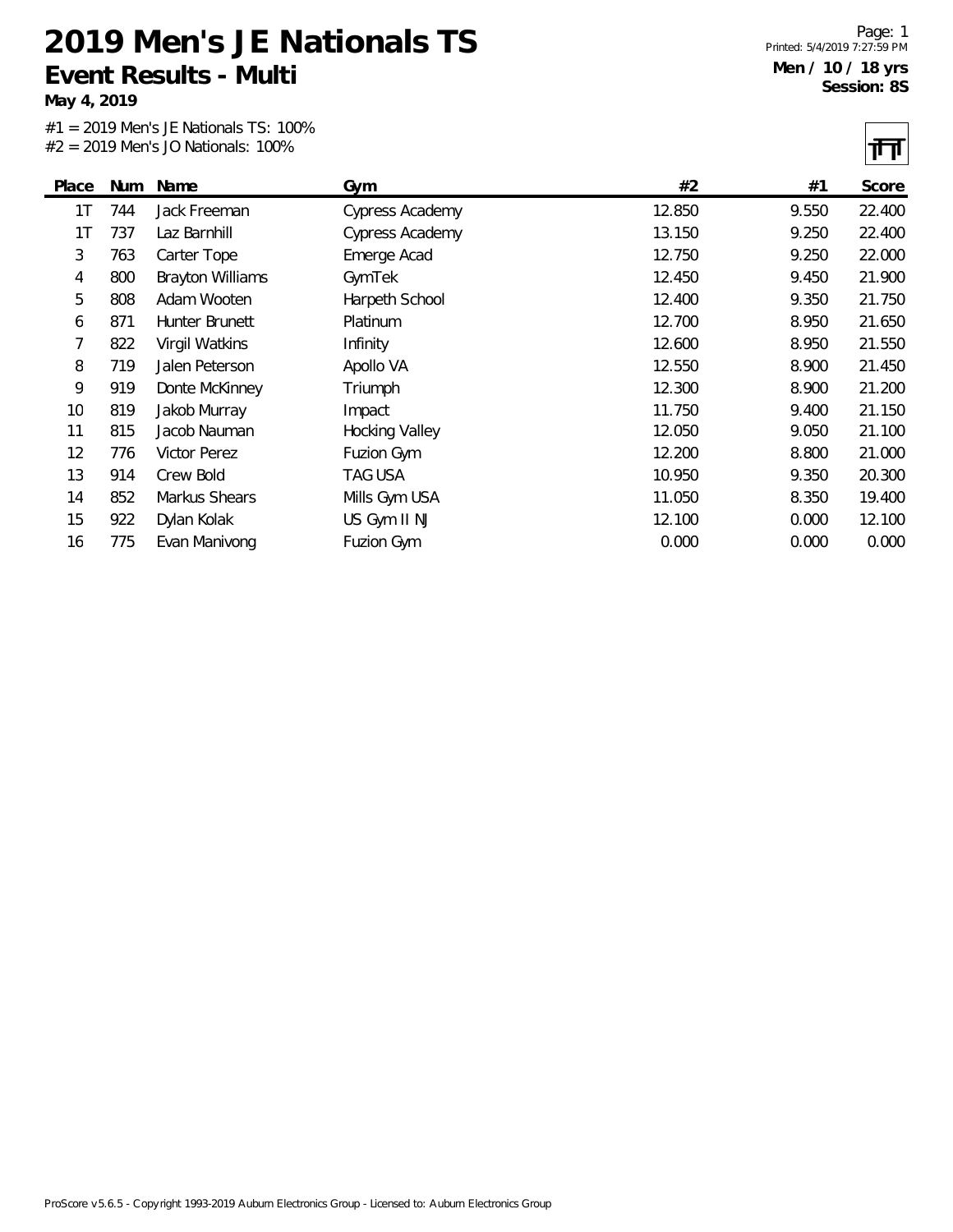# 2019 Men's JE Nationals TS

## Event Results - Multi

**May 4, 2019**

**Men / 10 / 18 yrs**
**Session: 8S**

#1 = 2019 Men's JE Nationals TS: 100%
#2 = 2019 Men's JO Nationals: 100%

| Place | Num | Name | Gym | #2 | #1 | Score |
|---|---|---|---|---|---|---|
| 1T | 744 | Jack Freeman | Cypress Academy | 12.850 | 9.550 | 22.400 |
| 1T | 737 | Laz Barnhill | Cypress Academy | 13.150 | 9.250 | 22.400 |
| 3 | 763 | Carter Tope | Emerge Acad | 12.750 | 9.250 | 22.000 |
| 4 | 800 | Brayton Williams | GymTek | 12.450 | 9.450 | 21.900 |
| 5 | 808 | Adam Wooten | Harpeth School | 12.400 | 9.350 | 21.750 |
| 6 | 871 | Hunter Brunett | Platinum | 12.700 | 8.950 | 21.650 |
| 7 | 822 | Virgil Watkins | Infinity | 12.600 | 8.950 | 21.550 |
| 8 | 719 | Jalen Peterson | Apollo VA | 12.550 | 8.900 | 21.450 |
| 9 | 919 | Donte McKinney | Triumph | 12.300 | 8.900 | 21.200 |
| 10 | 819 | Jakob Murray | Impact | 11.750 | 9.400 | 21.150 |
| 11 | 815 | Jacob Nauman | Hocking Valley | 12.050 | 9.050 | 21.100 |
| 12 | 776 | Victor Perez | Fuzion Gym | 12.200 | 8.800 | 21.000 |
| 13 | 914 | Crew Bold | TAG USA | 10.950 | 9.350 | 20.300 |
| 14 | 852 | Markus Shears | Mills Gym USA | 11.050 | 8.350 | 19.400 |
| 15 | 922 | Dylan Kolak | US Gym II NJ | 12.100 | 0.000 | 12.100 |
| 16 | 775 | Evan Manivong | Fuzion Gym | 0.000 | 0.000 | 0.000 |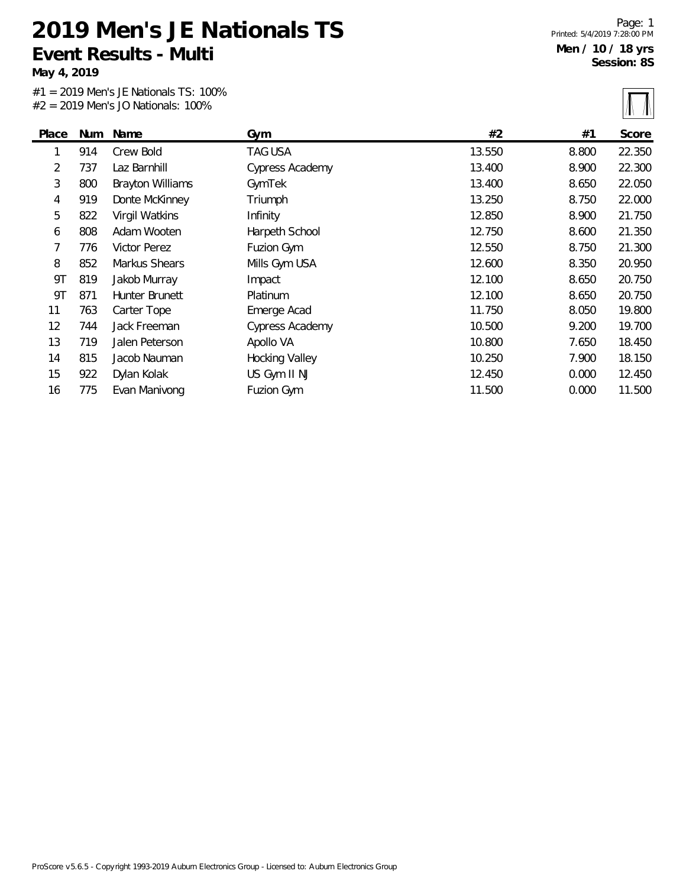# 2019 Men's JE Nationals TS

## Event Results - Multi

**May 4, 2019**

**Men / 10 / 18 yrs**
**Session: 8S**

#1 = 2019 Men's JE Nationals TS: 100%
#2 = 2019 Men's JO Nationals: 100%

| Place | Num | Name | Gym | #2 | #1 | Score |
|---|---|---|---|---|---|---|
| 1 | 914 | Crew Bold | TAG USA | 13.550 | 8.800 | 22.350 |
| 2 | 737 | Laz Barnhill | Cypress Academy | 13.400 | 8.900 | 22.300 |
| 3 | 800 | Brayton Williams | GymTek | 13.400 | 8.650 | 22.050 |
| 4 | 919 | Donte McKinney | Triumph | 13.250 | 8.750 | 22.000 |
| 5 | 822 | Virgil Watkins | Infinity | 12.850 | 8.900 | 21.750 |
| 6 | 808 | Adam Wooten | Harpeth School | 12.750 | 8.600 | 21.350 |
| 7 | 776 | Victor Perez | Fuzion Gym | 12.550 | 8.750 | 21.300 |
| 8 | 852 | Markus Shears | Mills Gym USA | 12.600 | 8.350 | 20.950 |
| 9T | 819 | Jakob Murray | Impact | 12.100 | 8.650 | 20.750 |
| 9T | 871 | Hunter Brunett | Platinum | 12.100 | 8.650 | 20.750 |
| 11 | 763 | Carter Tope | Emerge Acad | 11.750 | 8.050 | 19.800 |
| 12 | 744 | Jack Freeman | Cypress Academy | 10.500 | 9.200 | 19.700 |
| 13 | 719 | Jalen Peterson | Apollo VA | 10.800 | 7.650 | 18.450 |
| 14 | 815 | Jacob Nauman | Hocking Valley | 10.250 | 7.900 | 18.150 |
| 15 | 922 | Dylan Kolak | US Gym II NJ | 12.450 | 0.000 | 12.450 |
| 16 | 775 | Evan Manivong | Fuzion Gym | 11.500 | 0.000 | 11.500 |